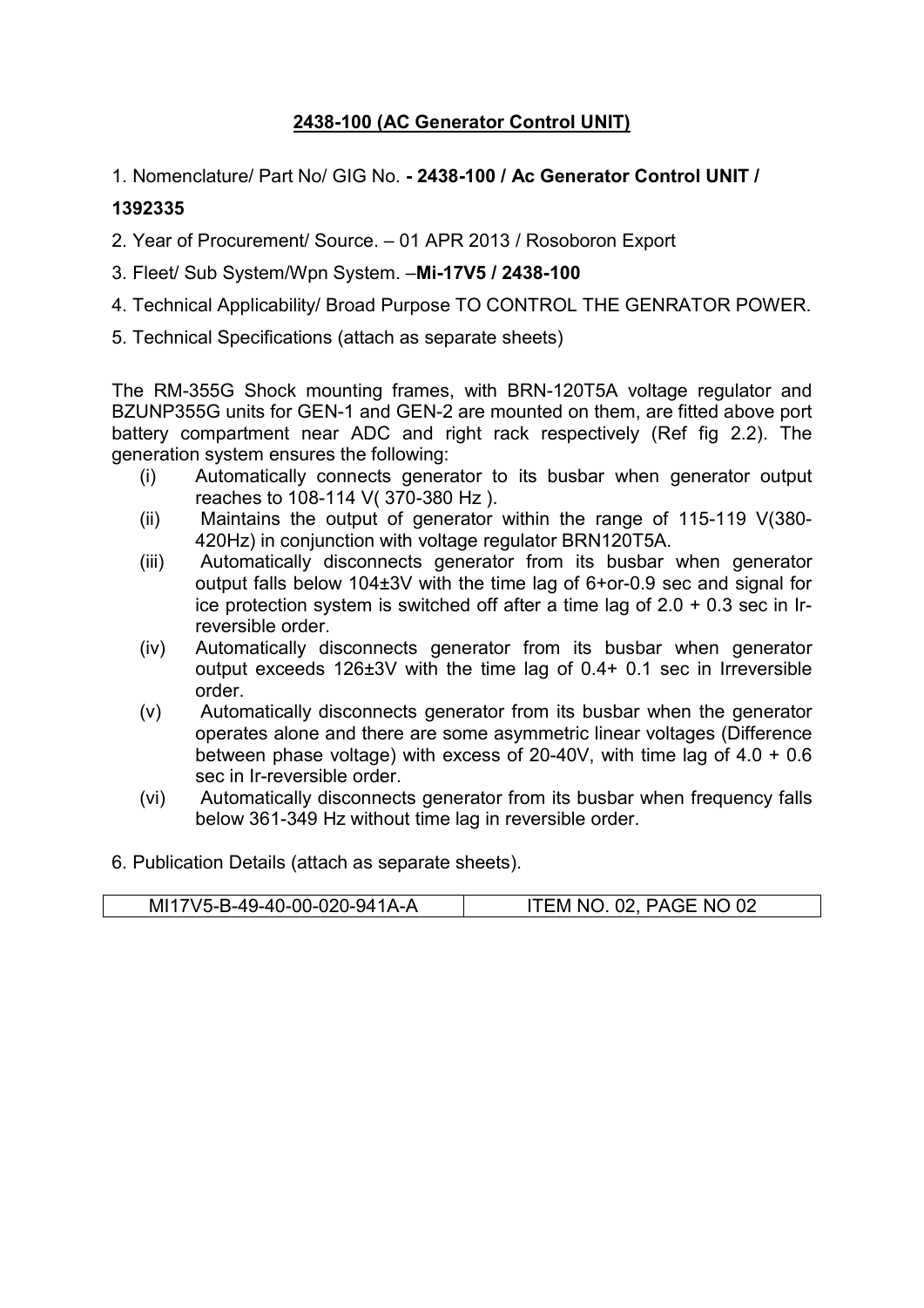# **2438-100 (AC Generator Control UNIT)**

1. Nomenclature/ Part No/ GIG No. **- 2438-100 / Ac Generator Control UNIT / 1392335**
2. Year of Procurement/ Source. – 01 APR 2013 / Rosoboron Export
3. Fleet/ Sub System/Wpn System. –**Mi-17V5 / 2438-100**
4. Technical Applicability/ Broad Purpose TO CONTROL THE GENRATOR POWER.
5. Technical Specifications (attach as separate sheets)

The RM-355G Shock mounting frames, with BRN-120T5A voltage regulator and BZUNP355G units for GEN-1 and GEN-2 are mounted on them, are fitted above port battery compartment near ADC and right rack respectively (Ref fig 2.2). The generation system ensures the following:

(i) Automatically connects generator to its busbar when generator output reaches to 108-114 V( 370-380 Hz ).

(ii) Maintains the output of generator within the range of 115-119 V(380-420Hz) in conjunction with voltage regulator BRN120T5A.

(iii) Automatically disconnects generator from its busbar when generator output falls below 104±3V with the time lag of 6+or-0.9 sec and signal for ice protection system is switched off after a time lag of 2.0 + 0.3 sec in Ir-reversible order.

(iv) Automatically disconnects generator from its busbar when generator output exceeds 126±3V with the time lag of 0.4+ 0.1 sec in Irreversible order.

(v) Automatically disconnects generator from its busbar when the generator operates alone and there are some asymmetric linear voltages (Difference between phase voltage) with excess of 20-40V, with time lag of 4.0 + 0.6 sec in Ir-reversible order.

(vi) Automatically disconnects generator from its busbar when frequency falls below 361-349 Hz without time lag in reversible order.

6. Publication Details (attach as separate sheets).

| MI17V5-B-49-40-00-020-941A-A | ITEM NO. 02, PAGE NO 02 |
|---|---|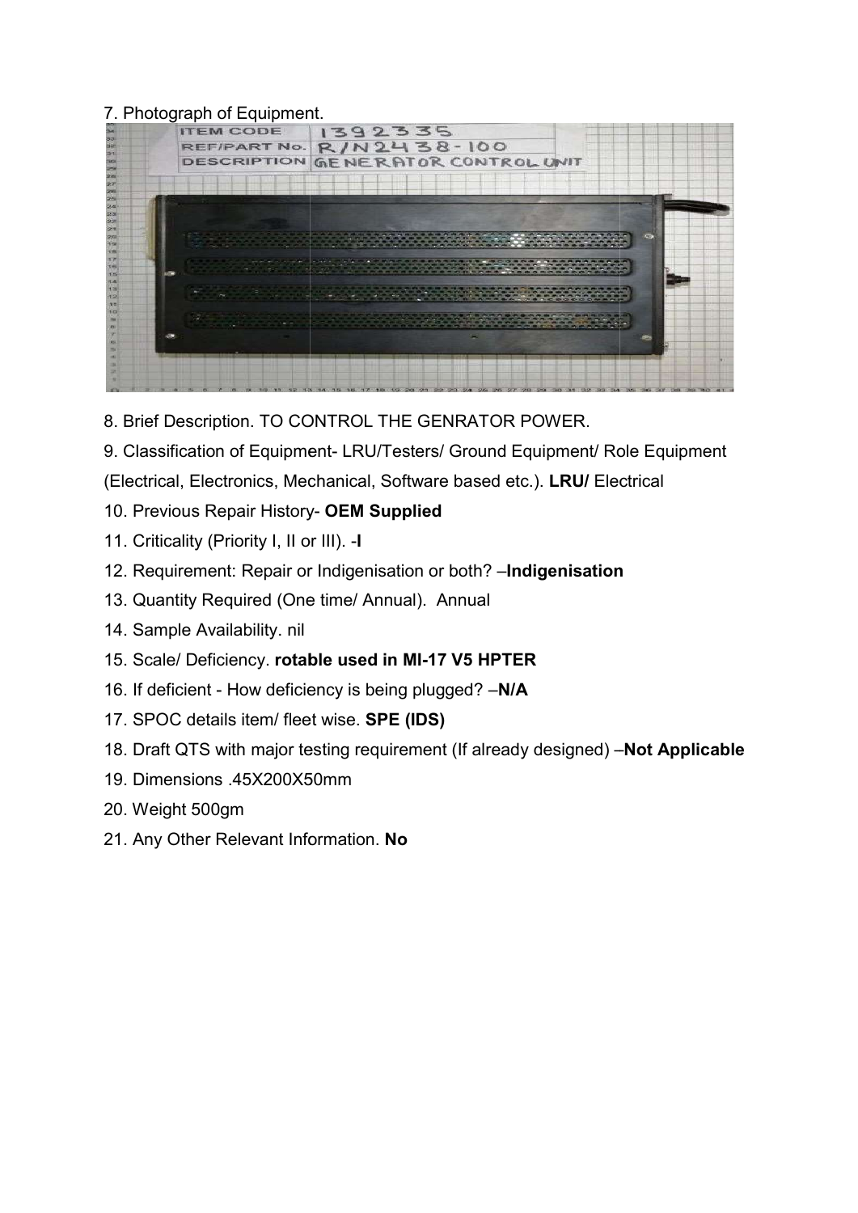7. Photograph of Equipment.

8. Brief Description. TO CONTROL THE GENRATOR POWER.

9. Classification of Equipment- LRU/Testers/ Ground Equipment/ Role Equipment (Electrical, Electronics, Mechanical, Software based etc.). **LRU/** Electrical

10. Previous Repair History- **OEM Supplied**

11. Criticality (Priority I, II or III). -**I**

12. Requirement: Repair or Indigenisation or both? –**Indigenisation**

13. Quantity Required (One time/ Annual). Annual

14. Sample Availability. nil

15. Scale/ Deficiency. **rotable used in MI-17 V5 HPTER**

16. If deficient - How deficiency is being plugged? –**N/A**

17. SPOC details item/ fleet wise. **SPE (IDS)**

18. Draft QTS with major testing requirement (If already designed) –**Not Applicable**

19. Dimensions .45X200X50mm

20. Weight 500gm

21. Any Other Relevant Information. **No**